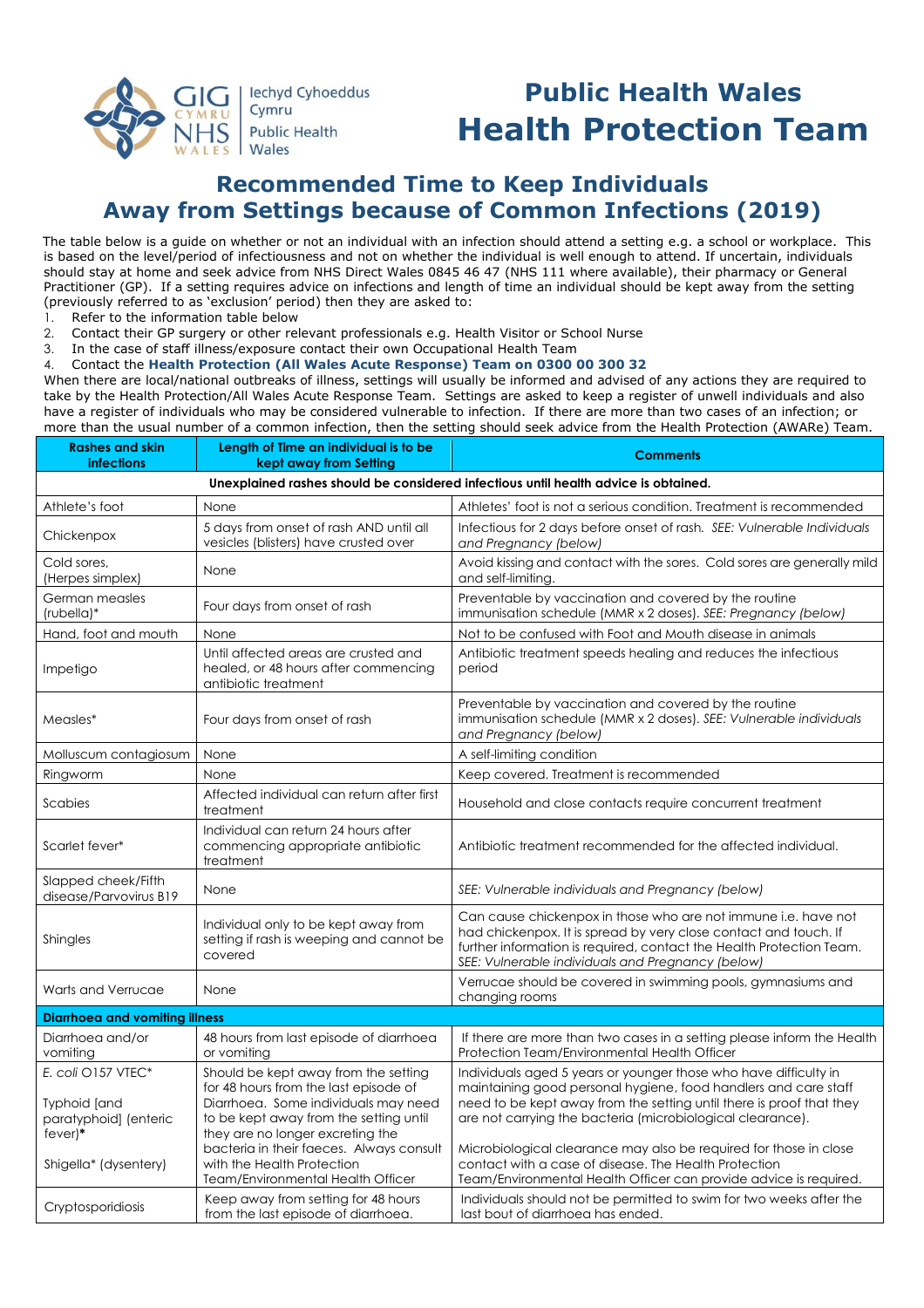# Public Health Wales
# Health Protection Team

## Recommended Time to Keep Individuals Away from Settings because of Common Infections (2019)

The table below is a guide on whether or not an individual with an infection should attend a setting e.g. a school or workplace. This is based on the level/period of infectiousness and not on whether the individual is well enough to attend. If uncertain, individuals should stay at home and seek advice from NHS Direct Wales 0845 46 47 (NHS 111 where available), their pharmacy or General Practitioner (GP). If a setting requires advice on infections and length of time an individual should be kept away from the setting (previously referred to as 'exclusion' period) then they are asked to:

1. Refer to the information table below
2. Contact their GP surgery or other relevant professionals e.g. Health Visitor or School Nurse
3. In the case of staff illness/exposure contact their own Occupational Health Team
4. Contact the **Health Protection (All Wales Acute Response) Team on 0300 00 300 32**

When there are local/national outbreaks of illness, settings will usually be informed and advised of any actions they are required to take by the Health Protection/All Wales Acute Response Team. Settings are asked to keep a register of unwell individuals and also have a register of individuals who may be considered vulnerable to infection. If there are more than two cases of an infection; or more than the usual number of a common infection, then the setting should seek advice from the Health Protection (AWARe) Team.

| Rashes and skin infections | Length of Time an individual is to be kept away from Setting | Comments |
|---|---|---|
| **Unexplained rashes should be considered infectious until health advice is obtained.** | | |
| Athlete's foot | None | Athletes' foot is not a serious condition. Treatment is recommended |
| Chickenpox | 5 days from onset of rash AND until all vesicles (blisters) have crusted over | Infectious for 2 days before onset of rash. *SEE: Vulnerable Individuals and Pregnancy (below)* |
| Cold sores, (Herpes simplex) | None | Avoid kissing and contact with the sores. Cold sores are generally mild and self-limiting. |
| German measles (rubella)* | Four days from onset of rash | Preventable by vaccination and covered by the routine immunisation schedule (MMR x 2 doses). *SEE: Pregnancy (below)* |
| Hand, foot and mouth | None | Not to be confused with Foot and Mouth disease in animals |
| Impetigo | Until affected areas are crusted and healed, or 48 hours after commencing antibiotic treatment | Antibiotic treatment speeds healing and reduces the infectious period |
| Measles* | Four days from onset of rash | Preventable by vaccination and covered by the routine immunisation schedule (MMR x 2 doses). *SEE: Vulnerable individuals and Pregnancy (below)* |
| Molluscum contagiosum | None | A self-limiting condition |
| Ringworm | None | Keep covered. Treatment is recommended |
| Scabies | Affected individual can return after first treatment | Household and close contacts require concurrent treatment |
| Scarlet fever* | Individual can return 24 hours after commencing appropriate antibiotic treatment | Antibiotic treatment recommended for the affected individual. |
| Slapped cheek/Fifth disease/Parvovirus B19 | None | *SEE: Vulnerable individuals and Pregnancy (below)* |
| Shingles | Individual only to be kept away from setting if rash is weeping and cannot be covered | Can cause chickenpox in those who are not immune i.e. have not had chickenpox. It is spread by very close contact and touch. If further information is required, contact the Health Protection Team. *SEE: Vulnerable individuals and Pregnancy (below)* |
| Warts and Verrucae | None | Verrucae should be covered in swimming pools, gymnasiums and changing rooms |
| **Diarrhoea and vomiting illness** | | |
| Diarrhoea and/or vomiting | 48 hours from last episode of diarrhoea or vomiting | If there are more than two cases in a setting please inform the Health Protection Team/Environmental Health Officer |
| *E. coli* O157 VTEC*<br><br>Typhoid [and paratyphoid] (enteric fever)*<br><br>Shigella* (dysentery) | Should be kept away from the setting for 48 hours from the last episode of Diarrhoea. Some individuals may need to be kept away from the setting until they are no longer excreting the bacteria in their faeces. Always consult with the Health Protection Team/Environmental Health Officer | Individuals aged 5 years or younger those who have difficulty in maintaining good personal hygiene, food handlers and care staff need to be kept away from the setting until there is proof that they are not carrying the bacteria (microbiological clearance).<br><br>Microbiological clearance may also be required for those in close contact with a case of disease. The Health Protection Team/Environmental Health Officer can provide advice is required. |
| Cryptosporidiosis | Keep away from setting for 48 hours from the last episode of diarrhoea. | Individuals should not be permitted to swim for two weeks after the last bout of diarrhoea has ended. |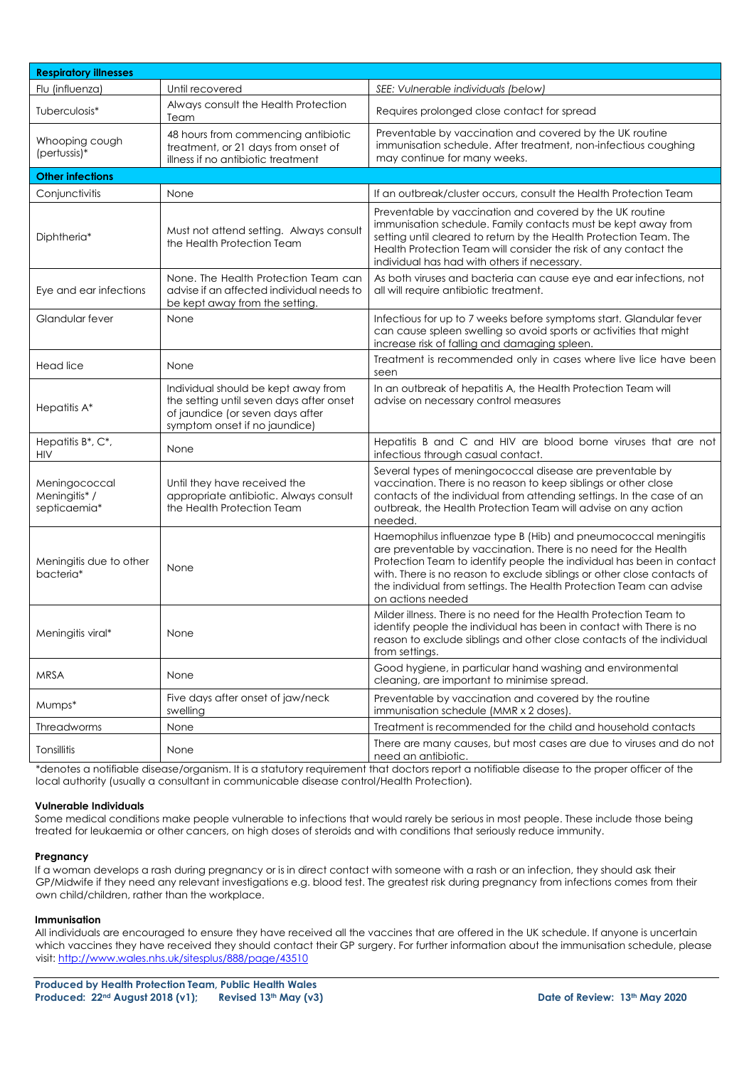| | | |
|---|---|---|
| **Respiratory illnesses** | | |
| Flu (influenza) | Until recovered | *SEE: Vulnerable individuals (below)* |
| Tuberculosis* | Always consult the Health Protection Team | Requires prolonged close contact for spread |
| Whooping cough (pertussis)* | 48 hours from commencing antibiotic treatment, or 21 days from onset of illness if no antibiotic treatment | Preventable by vaccination and covered by the UK routine immunisation schedule. After treatment, non-infectious coughing may continue for many weeks. |
| **Other infections** | | |
| Conjunctivitis | None | If an outbreak/cluster occurs, consult the Health Protection Team |
| Diphtheria* | Must not attend setting. Always consult the Health Protection Team | Preventable by vaccination and covered by the UK routine immunisation schedule. Family contacts must be kept away from setting until cleared to return by the Health Protection Team. The Health Protection Team will consider the risk of any contact the individual has had with others if necessary. |
| Eye and ear infections | None. The Health Protection Team can advise if an affected individual needs to be kept away from the setting. | As both viruses and bacteria can cause eye and ear infections, not all will require antibiotic treatment. |
| Glandular fever | None | Infectious for up to 7 weeks before symptoms start. Glandular fever can cause spleen swelling so avoid sports or activities that might increase risk of falling and damaging spleen. |
| Head lice | None | Treatment is recommended only in cases where live lice have been seen |
| Hepatitis A* | Individual should be kept away from the setting until seven days after onset of jaundice (or seven days after symptom onset if no jaundice) | In an outbreak of hepatitis A, the Health Protection Team will advise on necessary control measures |
| Hepatitis B*, C*, HIV | None | Hepatitis B and C and HIV are blood borne viruses that are not infectious through casual contact. |
| Meningococcal Meningitis* / septicaemia* | Until they have received the appropriate antibiotic. Always consult the Health Protection Team | Several types of meningococcal disease are preventable by vaccination. There is no reason to keep siblings or other close contacts of the individual from attending settings. In the case of an outbreak, the Health Protection Team will advise on any action needed. |
| Meningitis due to other bacteria* | None | Haemophilus influenzae type B (Hib) and pneumococcal meningitis are preventable by vaccination. There is no need for the Health Protection Team to identify people the individual has been in contact with. There is no reason to exclude siblings or other close contacts of the individual from settings. The Health Protection Team can advise on actions needed |
| Meningitis viral* | None | Milder illness. There is no need for the Health Protection Team to identify people the individual has been in contact with There is no reason to exclude siblings and other close contacts of the individual from settings. |
| MRSA | None | Good hygiene, in particular hand washing and environmental cleaning, are important to minimise spread. |
| Mumps* | Five days after onset of jaw/neck swelling | Preventable by vaccination and covered by the routine immunisation schedule (MMR x 2 doses). |
| Threadworms | None | Treatment is recommended for the child and household contacts |
| Tonsillitis | None | There are many causes, but most cases are due to viruses and do not need an antibiotic. |

*denotes a notifiable disease/organism. It is a statutory requirement that doctors report a notifiable disease to the proper officer of the local authority (usually a consultant in communicable disease control/Health Protection).

**Vulnerable Individuals**

Some medical conditions make people vulnerable to infections that would rarely be serious in most people. These include those being treated for leukaemia or other cancers, on high doses of steroids and with conditions that seriously reduce immunity.

**Pregnancy**

If a woman develops a rash during pregnancy or is in direct contact with someone with a rash or an infection, they should ask their GP/Midwife if they need any relevant investigations e.g. blood test. The greatest risk during pregnancy from infections comes from their own child/children, rather than the workplace.

**Immunisation**

All individuals are encouraged to ensure they have received all the vaccines that are offered in the UK schedule. If anyone is uncertain which vaccines they have received they should contact their GP surgery. For further information about the immunisation schedule, please visit: http://www.wales.nhs.uk/sitesplus/888/page/43510

**Produced by Health Protection Team, Public Health Wales**
**Produced: 22nd August 2018 (v1); Revised 13th May (v3) Date of Review: 13th May 2020**